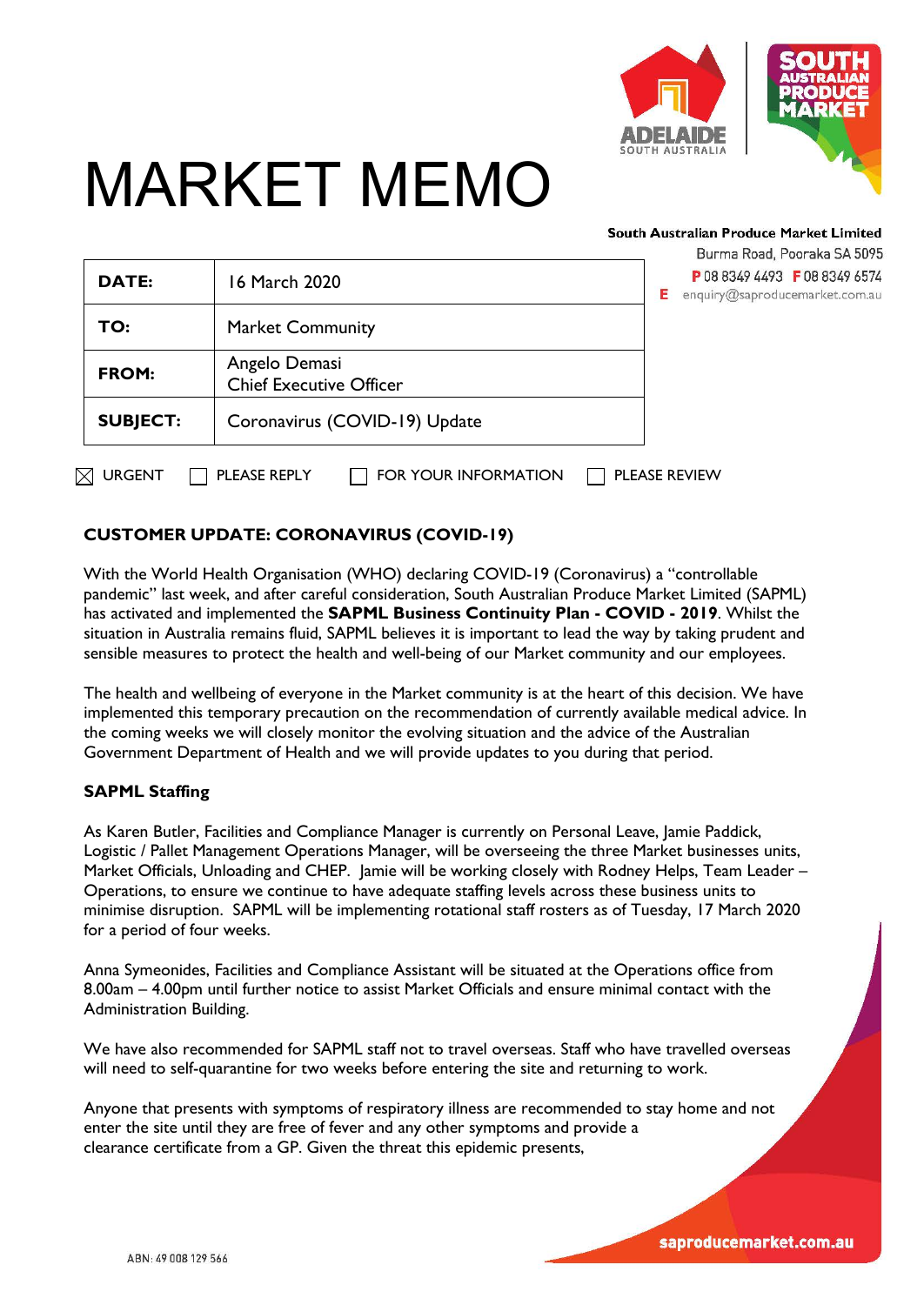# MARKET MEMO

**South Australian Produce Market Limited**
Burma Road, Pooraka SA 5095
P 08 8349 4493 F 08 8349 6574
E enquiry@saproducemarket.com.au

| | |
|---|---|
| **DATE:** | 16 March 2020 |
| **TO:** | Market Community |
| **FROM:** | Angelo Demasi<br>Chief Executive Officer |
| **SUBJECT:** | Coronavirus (COVID-19) Update |

☒ URGENT ☐ PLEASE REPLY ☐ FOR YOUR INFORMATION ☐ PLEASE REVIEW

## CUSTOMER UPDATE: CORONAVIRUS (COVID-19)

With the World Health Organisation (WHO) declaring COVID-19 (Coronavirus) a "controllable pandemic" last week, and after careful consideration, South Australian Produce Market Limited (SAPML) has activated and implemented the **SAPML Business Continuity Plan - COVID - 2019**. Whilst the situation in Australia remains fluid, SAPML believes it is important to lead the way by taking prudent and sensible measures to protect the health and well-being of our Market community and our employees.

The health and wellbeing of everyone in the Market community is at the heart of this decision. We have implemented this temporary precaution on the recommendation of currently available medical advice. In the coming weeks we will closely monitor the evolving situation and the advice of the Australian Government Department of Health and we will provide updates to you during that period.

### SAPML Staffing

As Karen Butler, Facilities and Compliance Manager is currently on Personal Leave, Jamie Paddick, Logistic / Pallet Management Operations Manager, will be overseeing the three Market businesses units, Market Officials, Unloading and CHEP. Jamie will be working closely with Rodney Helps, Team Leader – Operations, to ensure we continue to have adequate staffing levels across these business units to minimise disruption. SAPML will be implementing rotational staff rosters as of Tuesday, 17 March 2020 for a period of four weeks.

Anna Symeonides, Facilities and Compliance Assistant will be situated at the Operations office from 8.00am – 4.00pm until further notice to assist Market Officials and ensure minimal contact with the Administration Building.

We have also recommended for SAPML staff not to travel overseas. Staff who have travelled overseas will need to self-quarantine for two weeks before entering the site and returning to work.

Anyone that presents with symptoms of respiratory illness are recommended to stay home and not enter the site until they are free of fever and any other symptoms and provide a clearance certificate from a GP. Given the threat this epidemic presents,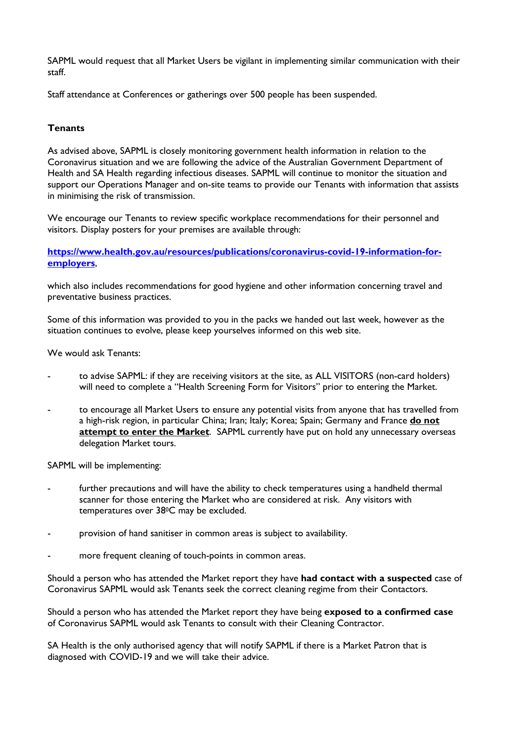SAPML would request that all Market Users be vigilant in implementing similar communication with their staff.

Staff attendance at Conferences or gatherings over 500 people has been suspended.

**Tenants**

As advised above, SAPML is closely monitoring government health information in relation to the Coronavirus situation and we are following the advice of the Australian Government Department of Health and SA Health regarding infectious diseases. SAPML will continue to monitor the situation and support our Operations Manager and on-site teams to provide our Tenants with information that assists in minimising the risk of transmission.

We encourage our Tenants to review specific workplace recommendations for their personnel and visitors. Display posters for your premises are available through:

**[https://www.health.gov.au/resources/publications/coronavirus-covid-19-information-for-employers](https://www.health.gov.au/resources/publications/coronavirus-covid-19-information-for-employers)**,

which also includes recommendations for good hygiene and other information concerning travel and preventative business practices.

Some of this information was provided to you in the packs we handed out last week, however as the situation continues to evolve, please keep yourselves informed on this web site.

We would ask Tenants:

- to advise SAPML: if they are receiving visitors at the site, as ALL VISITORS (non-card holders) will need to complete a "Health Screening Form for Visitors" prior to entering the Market.
- to encourage all Market Users to ensure any potential visits from anyone that has travelled from a high-risk region, in particular China; Iran; Italy; Korea; Spain; Germany and France **do not attempt to enter the Market**. SAPML currently have put on hold any unnecessary overseas delegation Market tours.

SAPML will be implementing:

- further precautions and will have the ability to check temperatures using a handheld thermal scanner for those entering the Market who are considered at risk. Any visitors with temperatures over 38$^{0}$C may be excluded.
- provision of hand sanitiser in common areas is subject to availability.
- more frequent cleaning of touch-points in common areas.

Should a person who has attended the Market report they have **had contact with a suspected** case of Coronavirus SAPML would ask Tenants seek the correct cleaning regime from their Contactors.

Should a person who has attended the Market report they have being **exposed to a confirmed case** of Coronavirus SAPML would ask Tenants to consult with their Cleaning Contractor.

SA Health is the only authorised agency that will notify SAPML if there is a Market Patron that is diagnosed with COVID-19 and we will take their advice.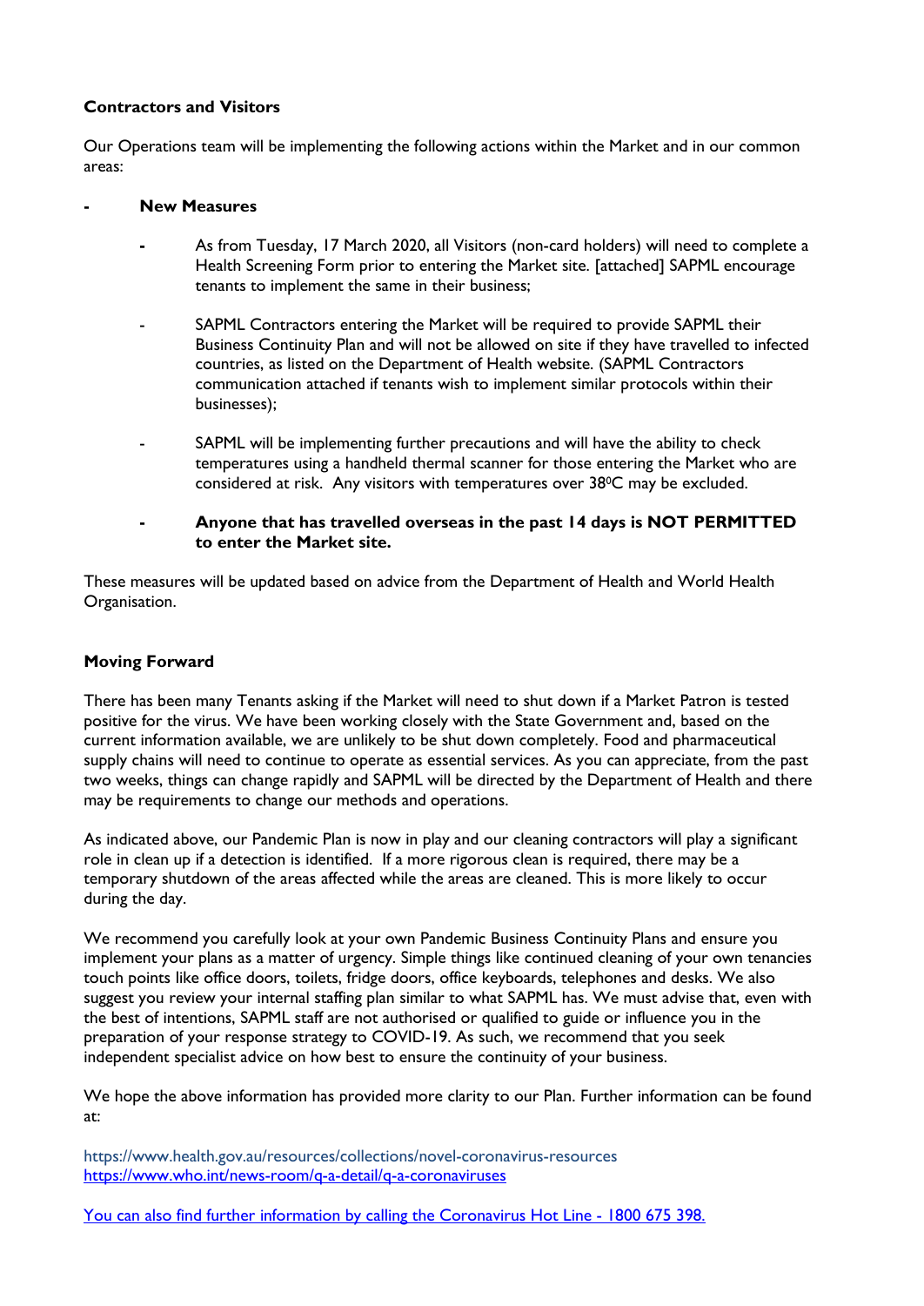**Contractors and Visitors**

Our Operations team will be implementing the following actions within the Market and in our common areas:

- **New Measures**
  - As from Tuesday, 17 March 2020, all Visitors (non-card holders) will need to complete a Health Screening Form prior to entering the Market site. [attached] SAPML encourage tenants to implement the same in their business;
  - SAPML Contractors entering the Market will be required to provide SAPML their Business Continuity Plan and will not be allowed on site if they have travelled to infected countries, as listed on the Department of Health website. (SAPML Contractors communication attached if tenants wish to implement similar protocols within their businesses);
  - SAPML will be implementing further precautions and will have the ability to check temperatures using a handheld thermal scanner for those entering the Market who are considered at risk. Any visitors with temperatures over 38°C may be excluded.
  - **Anyone that has travelled overseas in the past 14 days is NOT PERMITTED to enter the Market site.**

These measures will be updated based on advice from the Department of Health and World Health Organisation.

**Moving Forward**

There has been many Tenants asking if the Market will need to shut down if a Market Patron is tested positive for the virus. We have been working closely with the State Government and, based on the current information available, we are unlikely to be shut down completely. Food and pharmaceutical supply chains will need to continue to operate as essential services. As you can appreciate, from the past two weeks, things can change rapidly and SAPML will be directed by the Department of Health and there may be requirements to change our methods and operations.

As indicated above, our Pandemic Plan is now in play and our cleaning contractors will play a significant role in clean up if a detection is identified. If a more rigorous clean is required, there may be a temporary shutdown of the areas affected while the areas are cleaned. This is more likely to occur during the day.

We recommend you carefully look at your own Pandemic Business Continuity Plans and ensure you implement your plans as a matter of urgency. Simple things like continued cleaning of your own tenancies touch points like office doors, toilets, fridge doors, office keyboards, telephones and desks. We also suggest you review your internal staffing plan similar to what SAPML has. We must advise that, even with the best of intentions, SAPML staff are not authorised or qualified to guide or influence you in the preparation of your response strategy to COVID-19. As such, we recommend that you seek independent specialist advice on how best to ensure the continuity of your business.

We hope the above information has provided more clarity to our Plan. Further information can be found at:

https://www.health.gov.au/resources/collections/novel-coronavirus-resources
https://www.who.int/news-room/q-a-detail/q-a-coronaviruses

You can also find further information by calling the Coronavirus Hot Line - 1800 675 398.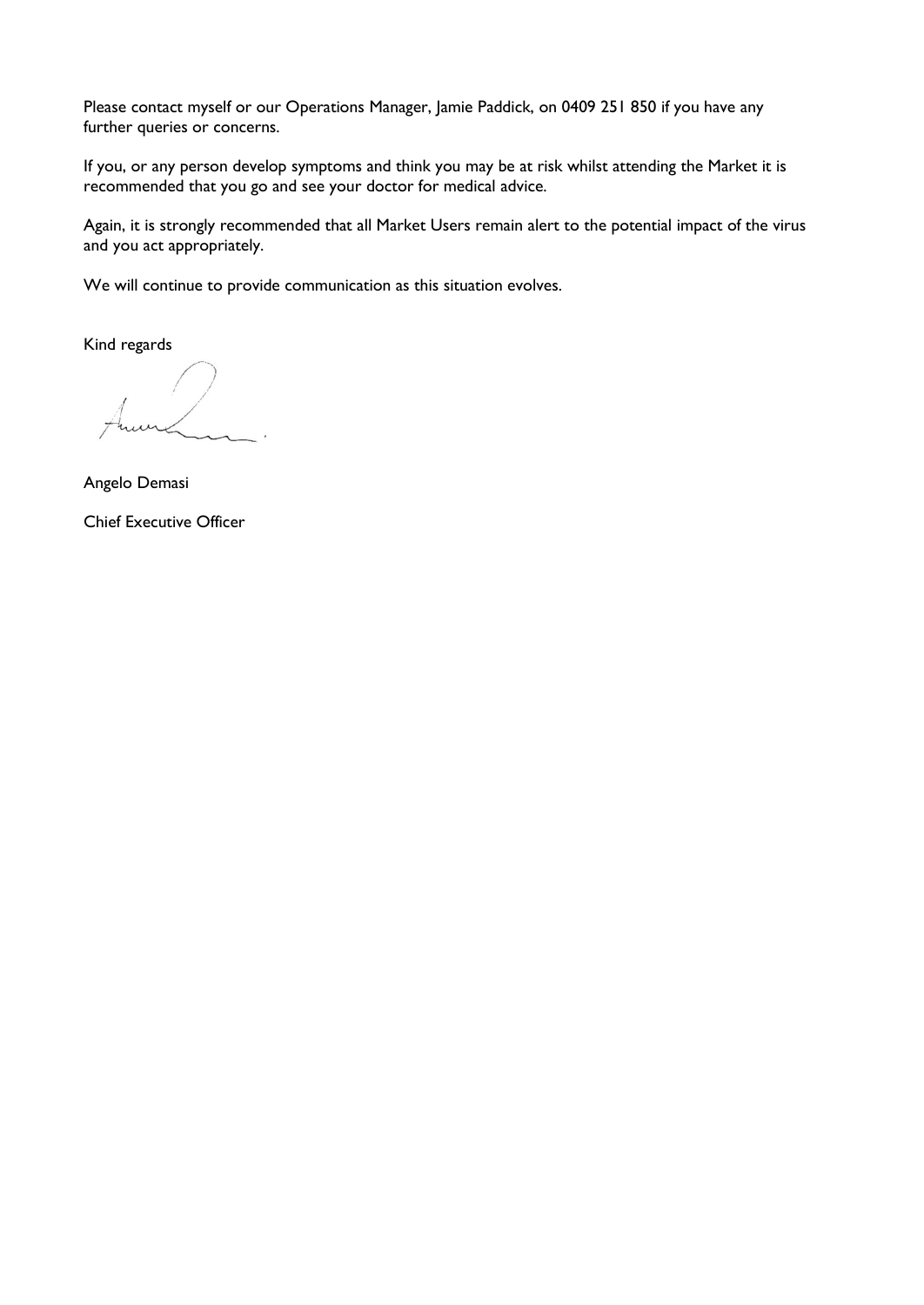Please contact myself or our Operations Manager, Jamie Paddick, on 0409 251 850 if you have any further queries or concerns.

If you, or any person develop symptoms and think you may be at risk whilst attending the Market it is recommended that you go and see your doctor for medical advice.

Again, it is strongly recommended that all Market Users remain alert to the potential impact of the virus and you act appropriately.

We will continue to provide communication as this situation evolves.

Kind regards

Angelo Demasi

Chief Executive Officer